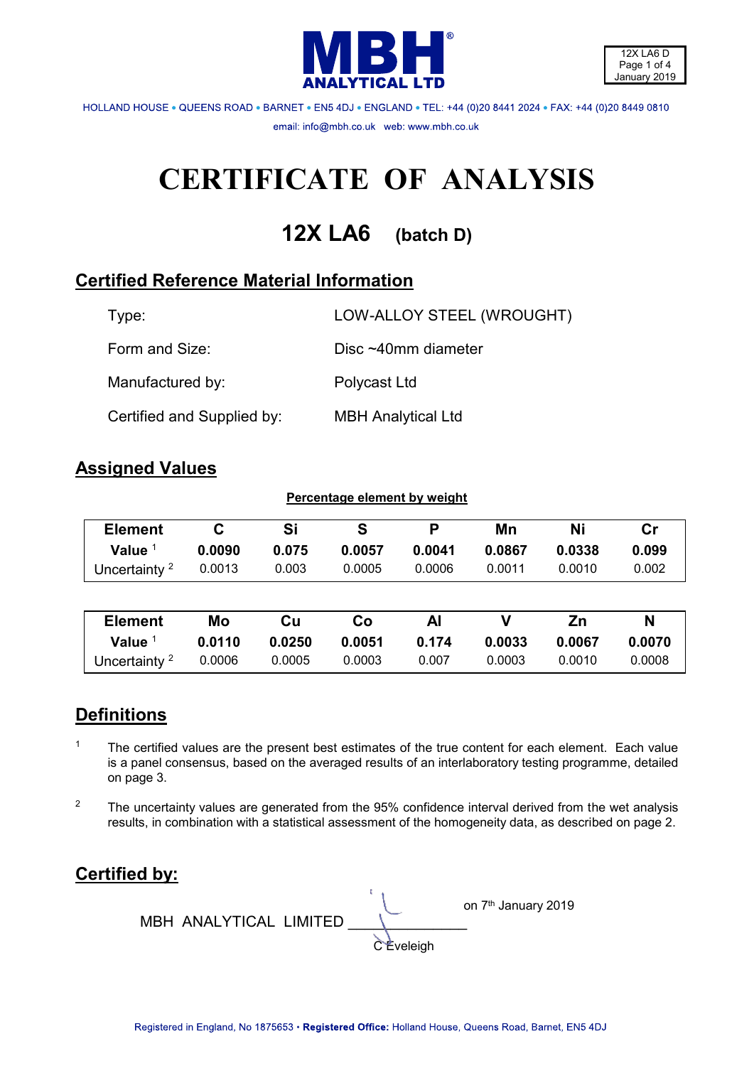**MBH ANALYTICAL LTD**

12X LA6 D
January 2019

HOLLAND HOUSE • QUEENS ROAD • BARNET • EN5 4DJ • ENGLAND • TEL: +44 (0)20 8441 2024 • FAX: +44 (0)20 8449 0810

email: info@mbh.co.uk web: www.mbh.co.uk

# CERTIFICATE OF ANALYSIS

## 12X LA6 (batch D)

## Certified Reference Material Information

| | |
|---|---|
| Type: | LOW-ALLOY STEEL (WROUGHT) |
| Form and Size: | Disc ~40mm diameter |
| Manufactured by: | Polycast Ltd |
| Certified and Supplied by: | MBH Analytical Ltd |

## Assigned Values

**Percentage element by weight**

| Element | C | Si | S | P | Mn | Ni | Cr |
|---|---|---|---|---|---|---|---|
| **Value** [1] | **0.0090** | **0.075** | **0.0057** | **0.0041** | **0.0867** | **0.0338** | **0.099** |
| Uncertainty [2] | 0.0013 | 0.003 | 0.0005 | 0.0006 | 0.0011 | 0.0010 | 0.002 |

| Element | Mo | Cu | Co | Al | V | Zn | N |
|---|---|---|---|---|---|---|---|
| **Value** [1] | **0.0110** | **0.0250** | **0.0051** | **0.174** | **0.0033** | **0.0067** | **0.0070** |
| Uncertainty [2] | 0.0006 | 0.0005 | 0.0003 | 0.007 | 0.0003 | 0.0010 | 0.0008 |

## Definitions

1. The certified values are the present best estimates of the true content for each element. Each value is a panel consensus, based on the averaged results of an interlaboratory testing programme, detailed on page 3.

2. The uncertainty values are generated from the 95% confidence interval derived from the wet analysis results, in combination with a statistical assessment of the homogeneity data, as described on page 2.

## Certified by:

MBH ANALYTICAL LIMITED ______________ on 7th January 2019

C Eveleigh

Registered in England, No 1875653 • **Registered Office:** Holland House, Queens Road, Barnet, EN5 4DJ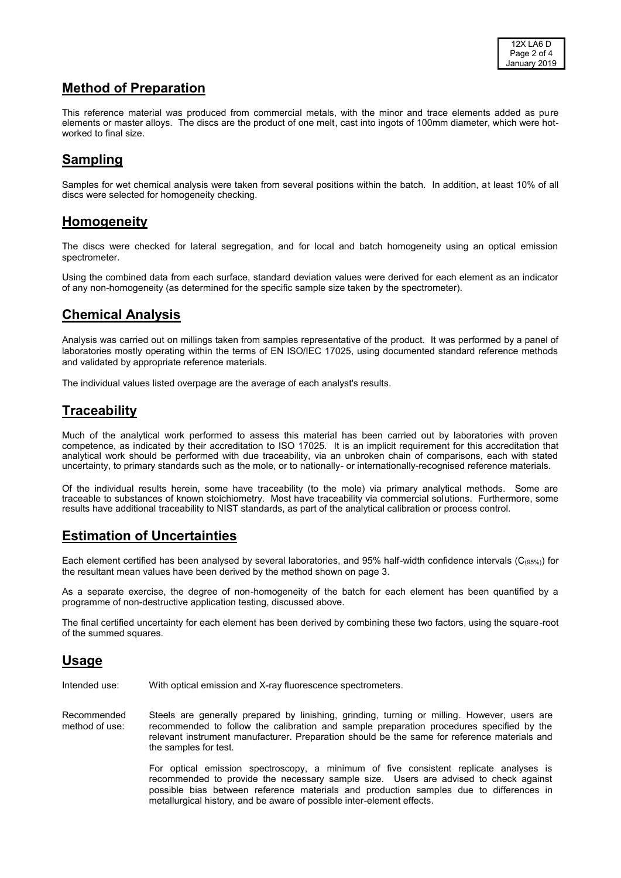## Method of Preparation

This reference material was produced from commercial metals, with the minor and trace elements added as pure elements or master alloys. The discs are the product of one melt, cast into ingots of 100mm diameter, which were hot-worked to final size.

## Sampling

Samples for wet chemical analysis were taken from several positions within the batch. In addition, at least 10% of all discs were selected for homogeneity checking.

## Homogeneity

The discs were checked for lateral segregation, and for local and batch homogeneity using an optical emission spectrometer.

Using the combined data from each surface, standard deviation values were derived for each element as an indicator of any non-homogeneity (as determined for the specific sample size taken by the spectrometer).

## Chemical Analysis

Analysis was carried out on millings taken from samples representative of the product. It was performed by a panel of laboratories mostly operating within the terms of EN ISO/IEC 17025, using documented standard reference methods and validated by appropriate reference materials.

The individual values listed overpage are the average of each analyst's results.

## Traceability

Much of the analytical work performed to assess this material has been carried out by laboratories with proven competence, as indicated by their accreditation to ISO 17025. It is an implicit requirement for this accreditation that analytical work should be performed with due traceability, via an unbroken chain of comparisons, each with stated uncertainty, to primary standards such as the mole, or to nationally- or internationally-recognised reference materials.

Of the individual results herein, some have traceability (to the mole) via primary analytical methods. Some are traceable to substances of known stoichiometry. Most have traceability via commercial solutions. Furthermore, some results have additional traceability to NIST standards, as part of the analytical calibration or process control.

## Estimation of Uncertainties

Each element certified has been analysed by several laboratories, and 95% half-width confidence intervals ($C_{(95\%)}$) for the resultant mean values have been derived by the method shown on page 3.

As a separate exercise, the degree of non-homogeneity of the batch for each element has been quantified by a programme of non-destructive application testing, discussed above.

The final certified uncertainty for each element has been derived by combining these two factors, using the square-root of the summed squares.

## Usage

Intended use: With optical emission and X-ray fluorescence spectrometers.

Recommended method of use: Steels are generally prepared by linishing, grinding, turning or milling. However, users are recommended to follow the calibration and sample preparation procedures specified by the relevant instrument manufacturer. Preparation should be the same for reference materials and the samples for test.

For optical emission spectroscopy, a minimum of five consistent replicate analyses is recommended to provide the necessary sample size. Users are advised to check against possible bias between reference materials and production samples due to differences in metallurgical history, and be aware of possible inter-element effects.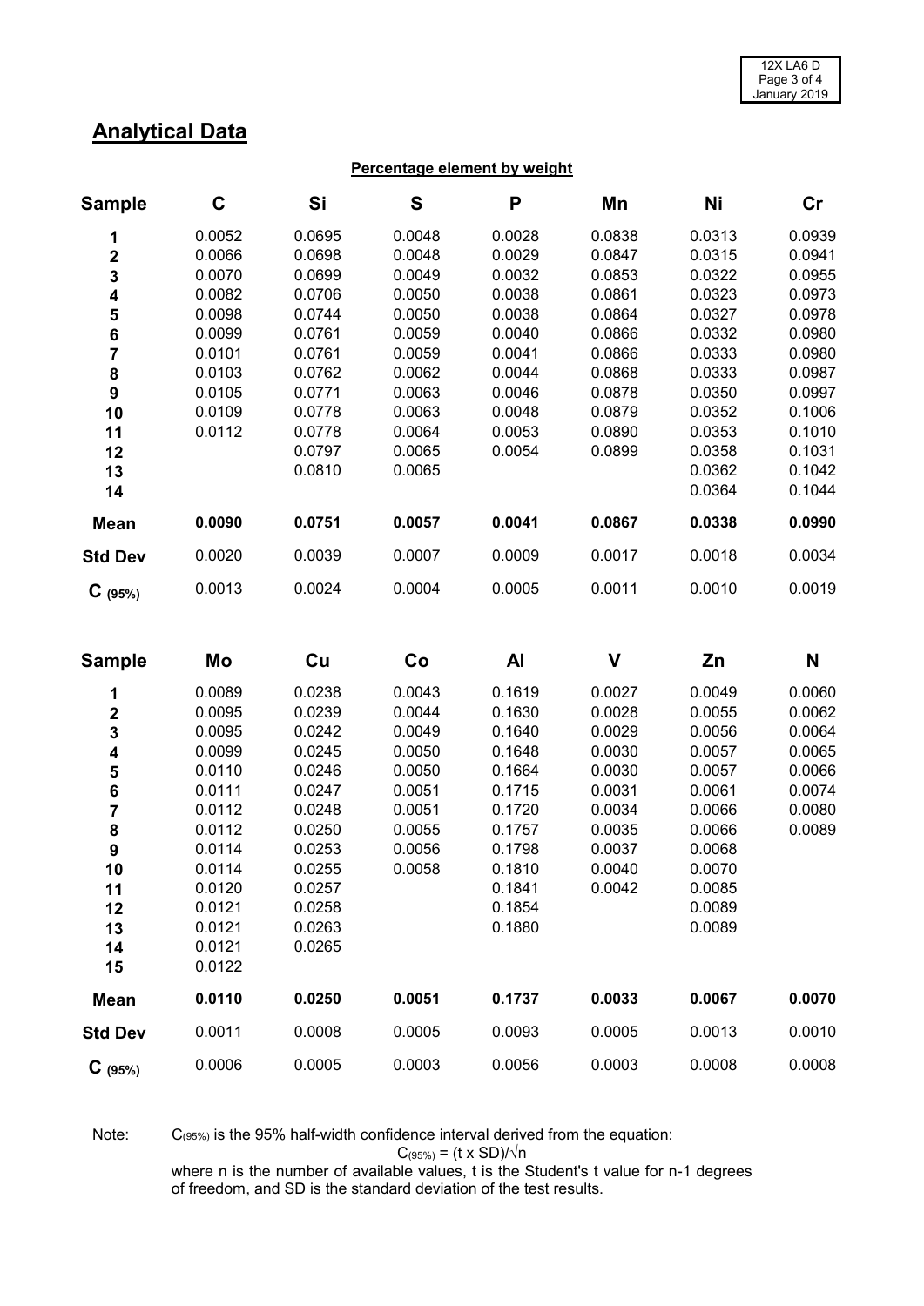## Analytical Data

**Percentage element by weight**

| Sample | C | Si | S | P | Mn | Ni | Cr |
|---|---|---|---|---|---|---|---|
| 1 | 0.0052 | 0.0695 | 0.0048 | 0.0028 | 0.0838 | 0.0313 | 0.0939 |
| 2 | 0.0066 | 0.0698 | 0.0048 | 0.0029 | 0.0847 | 0.0315 | 0.0941 |
| 3 | 0.0070 | 0.0699 | 0.0049 | 0.0032 | 0.0853 | 0.0322 | 0.0955 |
| 4 | 0.0082 | 0.0706 | 0.0050 | 0.0038 | 0.0861 | 0.0323 | 0.0973 |
| 5 | 0.0098 | 0.0744 | 0.0050 | 0.0038 | 0.0864 | 0.0327 | 0.0978 |
| 6 | 0.0099 | 0.0761 | 0.0059 | 0.0040 | 0.0866 | 0.0332 | 0.0980 |
| 7 | 0.0101 | 0.0761 | 0.0059 | 0.0041 | 0.0866 | 0.0333 | 0.0980 |
| 8 | 0.0103 | 0.0762 | 0.0062 | 0.0044 | 0.0868 | 0.0333 | 0.0987 |
| 9 | 0.0105 | 0.0771 | 0.0063 | 0.0046 | 0.0878 | 0.0350 | 0.0997 |
| 10 | 0.0109 | 0.0778 | 0.0063 | 0.0048 | 0.0879 | 0.0352 | 0.1006 |
| 11 | 0.0112 | 0.0778 | 0.0064 | 0.0053 | 0.0890 | 0.0353 | 0.1010 |
| 12 | | 0.0797 | 0.0065 | 0.0054 | 0.0899 | 0.0358 | 0.1031 |
| 13 | | 0.0810 | 0.0065 | | | 0.0362 | 0.1042 |
| 14 | | | | | | 0.0364 | 0.1044 |
| **Mean** | **0.0090** | **0.0751** | **0.0057** | **0.0041** | **0.0867** | **0.0338** | **0.0990** |
| **Std Dev** | 0.0020 | 0.0039 | 0.0007 | 0.0009 | 0.0017 | 0.0018 | 0.0034 |
| **$C_{(95\%)}$** | 0.0013 | 0.0024 | 0.0004 | 0.0005 | 0.0011 | 0.0010 | 0.0019 |

| Sample | Mo | Cu | Co | Al | V | Zn | N |
|---|---|---|---|---|---|---|---|
| 1 | 0.0089 | 0.0238 | 0.0043 | 0.1619 | 0.0027 | 0.0049 | 0.0060 |
| 2 | 0.0095 | 0.0239 | 0.0044 | 0.1630 | 0.0028 | 0.0055 | 0.0062 |
| 3 | 0.0095 | 0.0242 | 0.0049 | 0.1640 | 0.0029 | 0.0056 | 0.0064 |
| 4 | 0.0099 | 0.0245 | 0.0050 | 0.1648 | 0.0030 | 0.0057 | 0.0065 |
| 5 | 0.0110 | 0.0246 | 0.0050 | 0.1664 | 0.0030 | 0.0057 | 0.0066 |
| 6 | 0.0111 | 0.0247 | 0.0051 | 0.1715 | 0.0031 | 0.0061 | 0.0074 |
| 7 | 0.0112 | 0.0248 | 0.0051 | 0.1720 | 0.0034 | 0.0066 | 0.0080 |
| 8 | 0.0112 | 0.0250 | 0.0055 | 0.1757 | 0.0035 | 0.0066 | 0.0089 |
| 9 | 0.0114 | 0.0253 | 0.0056 | 0.1798 | 0.0037 | 0.0068 | |
| 10 | 0.0114 | 0.0255 | 0.0058 | 0.1810 | 0.0040 | 0.0070 | |
| 11 | 0.0120 | 0.0257 | | 0.1841 | 0.0042 | 0.0085 | |
| 12 | 0.0121 | 0.0258 | | 0.1854 | | 0.0089 | |
| 13 | 0.0121 | 0.0263 | | 0.1880 | | 0.0089 | |
| 14 | 0.0121 | 0.0265 | | | | | |
| 15 | 0.0122 | | | | | | |
| **Mean** | **0.0110** | **0.0250** | **0.0051** | **0.1737** | **0.0033** | **0.0067** | **0.0070** |
| **Std Dev** | 0.0011 | 0.0008 | 0.0005 | 0.0093 | 0.0005 | 0.0013 | 0.0010 |
| **$C_{(95\%)}$** | 0.0006 | 0.0005 | 0.0003 | 0.0056 | 0.0003 | 0.0008 | 0.0008 |

Note: $C_{(95\%)}$ is the 95% half-width confidence interval derived from the equation:

$$C_{(95\%)} = (t \times SD)/\sqrt{n}$$

where n is the number of available values, t is the Student's t value for n-1 degrees of freedom, and SD is the standard deviation of the test results.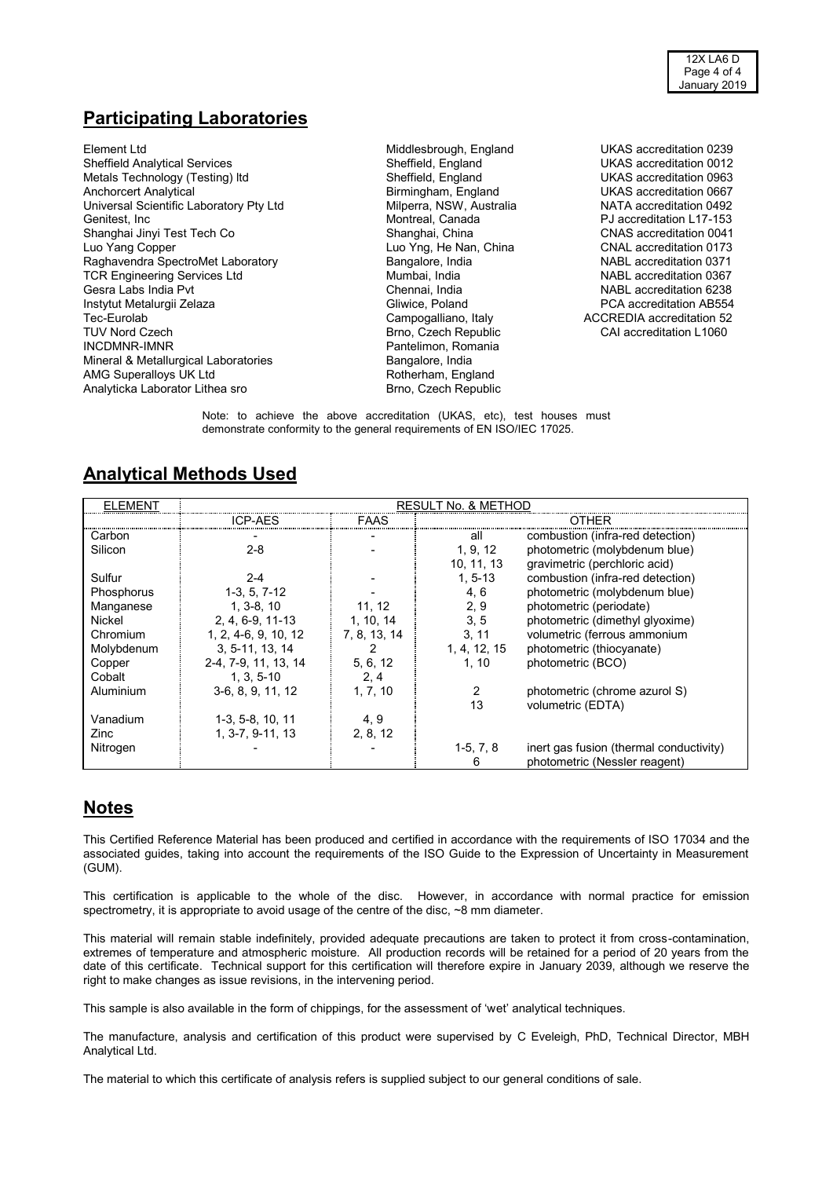## Participating Laboratories

| | | |
|---|---|---|
| Element Ltd | Middlesbrough, England | UKAS accreditation 0239 |
| Sheffield Analytical Services | Sheffield, England | UKAS accreditation 0012 |
| Metals Technology (Testing) ltd | Sheffield, England | UKAS accreditation 0963 |
| Anchorcert Analytical | Birmingham, England | UKAS accreditation 0667 |
| Universal Scientific Laboratory Pty Ltd | Milperra, NSW, Australia | NATA accreditation 0492 |
| Genitest, Inc | Montreal, Canada | PJ accreditation L17-153 |
| Shanghai Jinyi Test Tech Co | Shanghai, China | CNAS accreditation 0041 |
| Luo Yang Copper | Luo Yng, He Nan, China | CNAL accreditation 0173 |
| Raghavendra SpectroMet Laboratory | Bangalore, India | NABL accreditation 0371 |
| TCR Engineering Services Ltd | Mumbai, India | NABL accreditation 0367 |
| Gesra Labs India Pvt | Chennai, India | NABL accreditation 6238 |
| Instytut Metalurgii Zelaza | Gliwice, Poland | PCA accreditation AB554 |
| Tec-Eurolab | Campogalliano, Italy | ACCREDIA accreditation 52 |
| TUV Nord Czech | Brno, Czech Republic | CAI accreditation L1060 |
| INCDMNR-IMNR | Pantelimon, Romania | |
| Mineral & Metallurgical Laboratories | Bangalore, India | |
| AMG Superalloys UK Ltd | Rotherham, England | |
| Analyticka Laborator Lithea sro | Brno, Czech Republic | |

Note: to achieve the above accreditation (UKAS, etc), test houses must demonstrate conformity to the general requirements of EN ISO/IEC 17025.

## Analytical Methods Used

| ELEMENT | RESULT No. & METHOD | | | |
|---|---|---|---|---|
| | ICP-AES | FAAS | OTHER | |
| Carbon | - | - | all | combustion (infra-red detection) |
| Silicon | 2-8 | - | 1, 9, 12 | photometric (molybdenum blue) |
| | | | 10, 11, 13 | gravimetric (perchloric acid) |
| Sulfur | 2-4 | - | 1, 5-13 | combustion (infra-red detection) |
| Phosphorus | 1-3, 5, 7-12 | - | 4, 6 | photometric (molybdenum blue) |
| Manganese | 1, 3-8, 10 | 11, 12 | 2, 9 | photometric (periodate) |
| Nickel | 2, 4, 6-9, 11-13 | 1, 10, 14 | 3, 5 | photometric (dimethyl glyoxime) |
| Chromium | 1, 2, 4-6, 9, 10, 12 | 7, 8, 13, 14 | 3, 11 | volumetric (ferrous ammonium |
| Molybdenum | 3, 5-11, 13, 14 | 2 | 1, 4, 12, 15 | photometric (thiocyanate) |
| Copper | 2-4, 7-9, 11, 13, 14 | 5, 6, 12 | 1, 10 | photometric (BCO) |
| Cobalt | 1, 3, 5-10 | 2, 4 | | |
| Aluminium | 3-6, 8, 9, 11, 12 | 1, 7, 10 | 2 | photometric (chrome azurol S) |
| | | | 13 | volumetric (EDTA) |
| Vanadium | 1-3, 5-8, 10, 11 | 4, 9 | | |
| Zinc | 1, 3-7, 9-11, 13 | 2, 8, 12 | | |
| Nitrogen | - | - | 1-5, 7, 8 | inert gas fusion (thermal conductivity) |
| | | | 6 | photometric (Nessler reagent) |

## Notes

This Certified Reference Material has been produced and certified in accordance with the requirements of ISO 17034 and the associated guides, taking into account the requirements of the ISO Guide to the Expression of Uncertainty in Measurement (GUM).

This certification is applicable to the whole of the disc. However, in accordance with normal practice for emission spectrometry, it is appropriate to avoid usage of the centre of the disc, ~8 mm diameter.

This material will remain stable indefinitely, provided adequate precautions are taken to protect it from cross-contamination, extremes of temperature and atmospheric moisture. All production records will be retained for a period of 20 years from the date of this certificate. Technical support for this certification will therefore expire in January 2039, although we reserve the right to make changes as issue revisions, in the intervening period.

This sample is also available in the form of chippings, for the assessment of 'wet' analytical techniques.

The manufacture, analysis and certification of this product were supervised by C Eveleigh, PhD, Technical Director, MBH Analytical Ltd.

The material to which this certificate of analysis refers is supplied subject to our general conditions of sale.